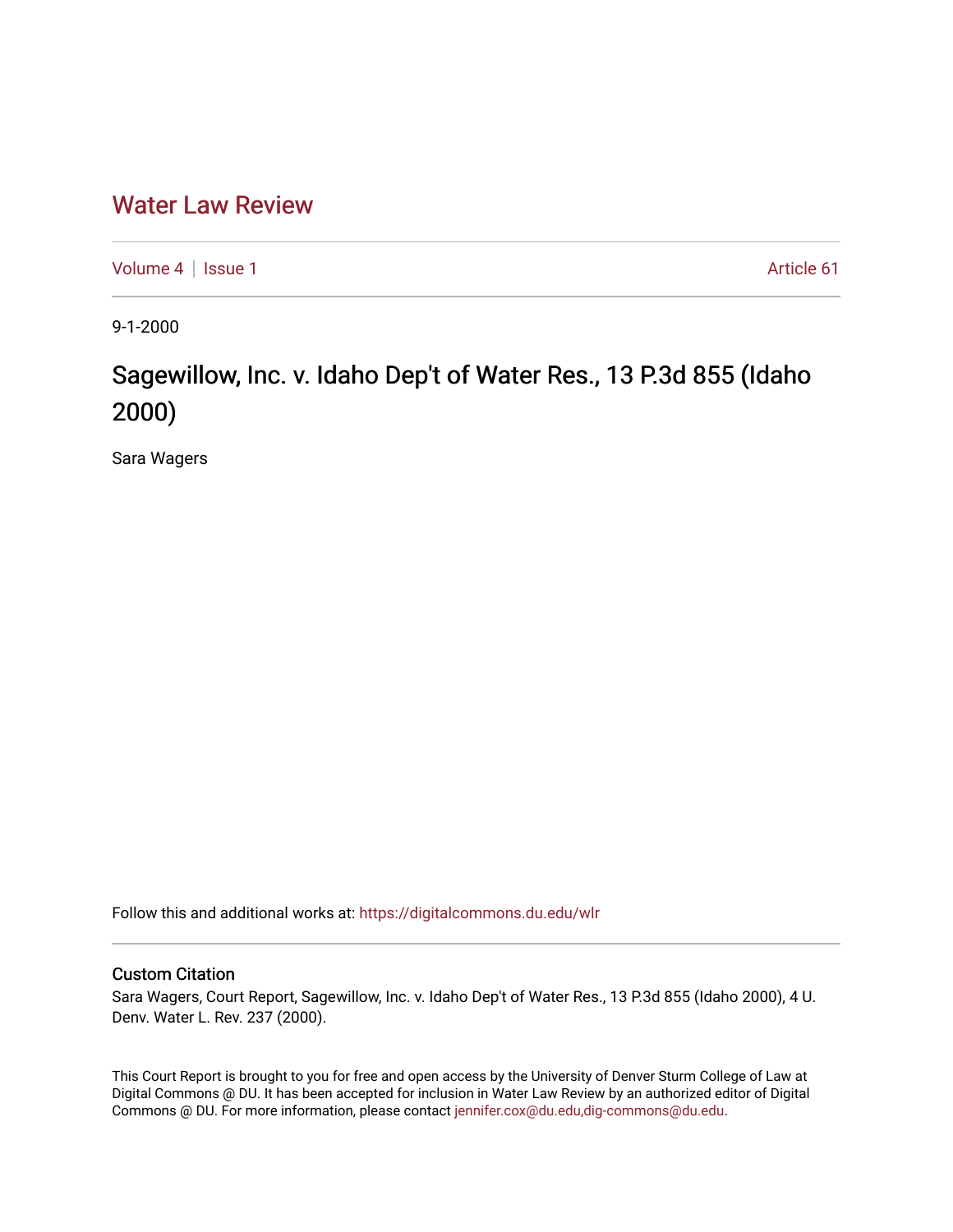# Water Law Review

Volume 4 | Issue 1 Article 61

9-1-2000

## Sagewillow, Inc. v. Idaho Dep't of Water Res., 13 P.3d 855 (Idaho 2000)

Sara Wagers

Follow this and additional works at: https://digitalcommons.du.edu/wlr

### Custom Citation

Sara Wagers, Court Report, Sagewillow, Inc. v. Idaho Dep't of Water Res., 13 P.3d 855 (Idaho 2000), 4 U. Denv. Water L. Rev. 237 (2000).

This Court Report is brought to you for free and open access by the University of Denver Sturm College of Law at Digital Commons @ DU. It has been accepted for inclusion in Water Law Review by an authorized editor of Digital Commons @ DU. For more information, please contact jennifer.cox@du.edu,dig-commons@du.edu.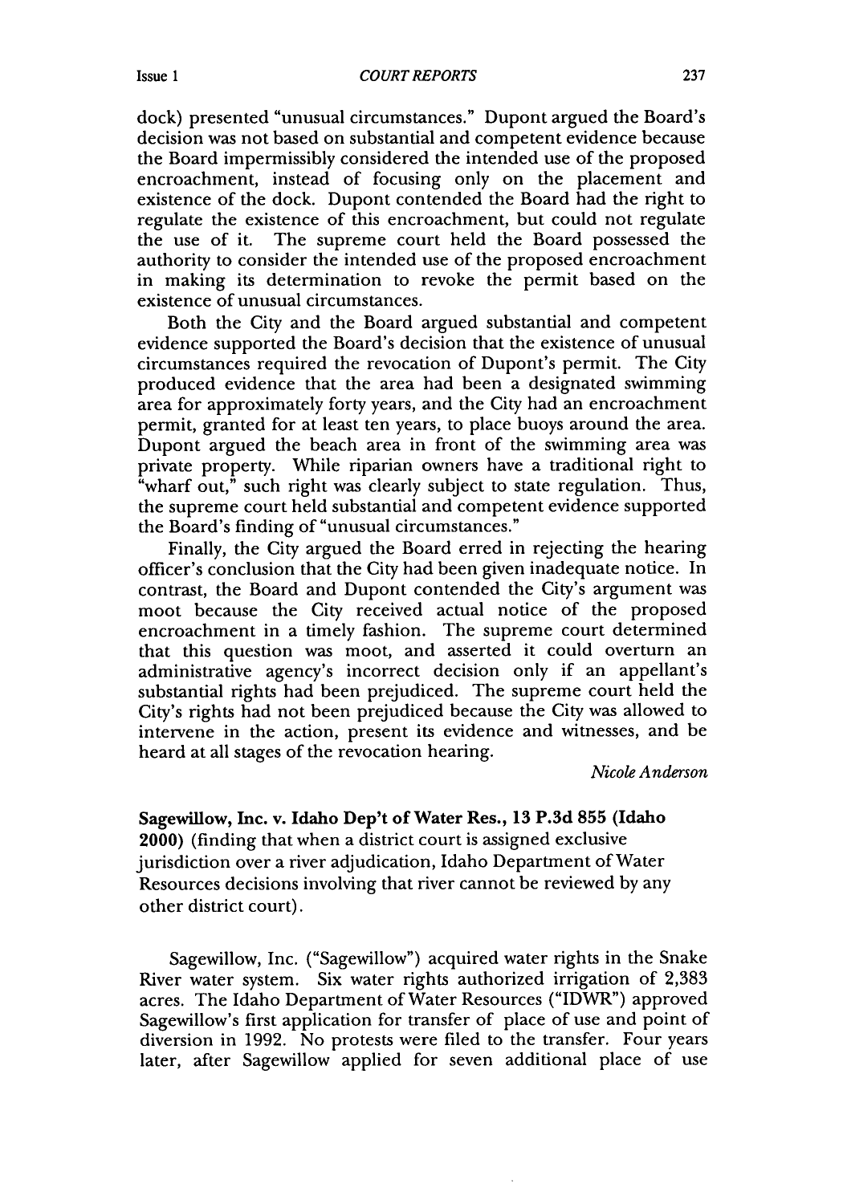dock) presented "unusual circumstances." Dupont argued the Board's decision was not based on substantial and competent evidence because the Board impermissibly considered the intended use of the proposed encroachment, instead of focusing only on the placement and existence of the dock. Dupont contended the Board had the right to regulate the existence of this encroachment, but could not regulate the use of it. The supreme court held the Board possessed the authority to consider the intended use of the proposed encroachment in making its determination to revoke the permit based on the existence of unusual circumstances.

Both the City and the Board argued substantial and competent evidence supported the Board's decision that the existence of unusual circumstances required the revocation of Dupont's permit. The City produced evidence that the area had been a designated swimming area for approximately forty years, and the City had an encroachment permit, granted for at least ten years, to place buoys around the area. Dupont argued the beach area in front of the swimming area was private property. While riparian owners have a traditional right to "wharf out," such right was clearly subject to state regulation. Thus, the supreme court held substantial and competent evidence supported the Board's finding of "unusual circumstances."

Finally, the City argued the Board erred in rejecting the hearing officer's conclusion that the City had been given inadequate notice. In contrast, the Board and Dupont contended the City's argument was moot because the City received actual notice of the proposed encroachment in a timely fashion. The supreme court determined that this question was moot, and asserted it could overturn an administrative agency's incorrect decision only if an appellant's substantial rights had been prejudiced. The supreme court held the City's rights had not been prejudiced because the City was allowed to intervene in the action, present its evidence and witnesses, and be heard at all stages of the revocation hearing.

*Nicole Anderson*

**Sagewillow, Inc. v. Idaho Dep't of Water Res., 13 P.3d 855 (Idaho 2000)** (finding that when a district court is assigned exclusive jurisdiction over a river adjudication, Idaho Department of Water Resources decisions involving that river cannot be reviewed by any other district court).

Sagewillow, Inc. ("Sagewillow") acquired water rights in the Snake River water system. Six water rights authorized irrigation of 2,383 acres. The Idaho Department of Water Resources ("IDWR") approved Sagewillow's first application for transfer of place of use and point of diversion in 1992. No protests were filed to the transfer. Four years later, after Sagewillow applied for seven additional place of use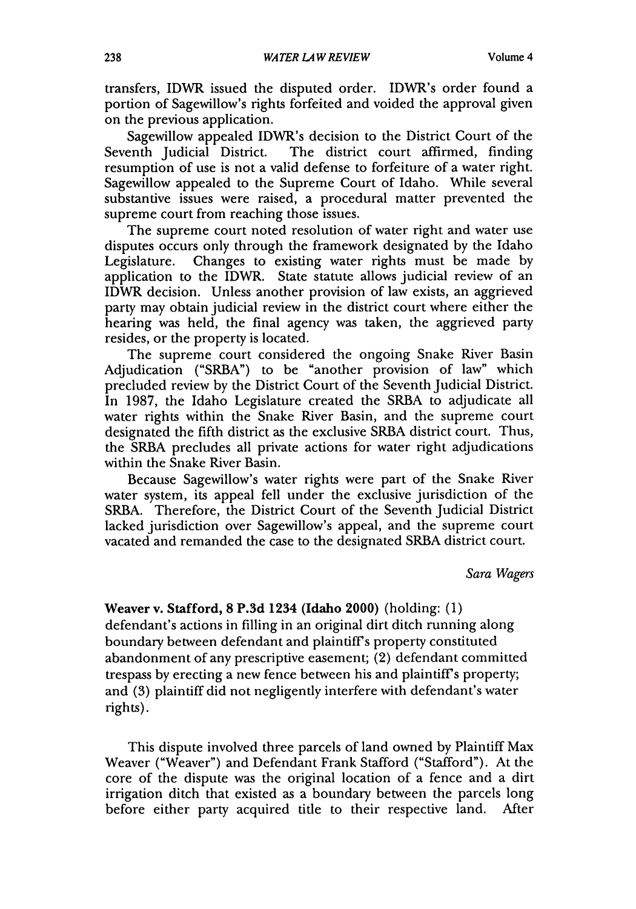transfers, IDWR issued the disputed order. IDWR's order found a portion of Sagewillow's rights forfeited and voided the approval given on the previous application.

Sagewillow appealed IDWR's decision to the District Court of the Seventh Judicial District. The district court affirmed, finding resumption of use is not a valid defense to forfeiture of a water right. Sagewillow appealed to the Supreme Court of Idaho. While several substantive issues were raised, a procedural matter prevented the supreme court from reaching those issues.

The supreme court noted resolution of water right and water use disputes occurs only through the framework designated by the Idaho Legislature. Changes to existing water rights must be made by application to the IDWR. State statute allows judicial review of an IDWR decision. Unless another provision of law exists, an aggrieved party may obtain judicial review in the district court where either the hearing was held, the final agency was taken, the aggrieved party resides, or the property is located.

The supreme court considered the ongoing Snake River Basin Adjudication ("SRBA") to be "another provision of law" which precluded review by the District Court of the Seventh Judicial District. In 1987, the Idaho Legislature created the SRBA to adjudicate all water rights within the Snake River Basin, and the supreme court designated the fifth district as the exclusive SRBA district court. Thus, the SRBA precludes all private actions for water right adjudications within the Snake River Basin.

Because Sagewillow's water rights were part of the Snake River water system, its appeal fell under the exclusive jurisdiction of the SRBA. Therefore, the District Court of the Seventh Judicial District lacked jurisdiction over Sagewillow's appeal, and the supreme court vacated and remanded the case to the designated SRBA district court.

*Sara Wagers*

**Weaver v. Stafford, 8 P.3d 1234 (Idaho 2000)** (holding: (1) defendant's actions in filling in an original dirt ditch running along boundary between defendant and plaintiff's property constituted abandonment of any prescriptive easement; (2) defendant committed trespass by erecting a new fence between his and plaintiff's property; and (3) plaintiff did not negligently interfere with defendant's water rights).

This dispute involved three parcels of land owned by Plaintiff Max Weaver ("Weaver") and Defendant Frank Stafford ("Stafford"). At the core of the dispute was the original location of a fence and a dirt irrigation ditch that existed as a boundary between the parcels long before either party acquired title to their respective land. After